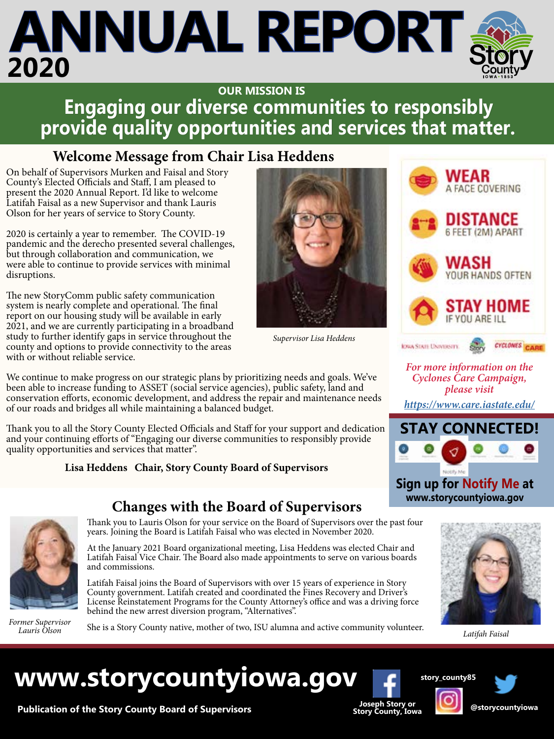# ANNUAL REPORT 2020

**OUR MISSION IS**

**Engaging our diverse communities to responsibly provide quality opportunities and services that matter.**

## Welcome Message from Chair Lisa Heddens

On behalf of Supervisors Murken and Faisal and Story County's Elected Officials and Staff, I am pleased to present the 2020 Annual Report. I'd like to welcome Latifah Faisal as a new Supervisor and thank Lauris Olson for her years of service to Story County.

2020 is certainly a year to remember. The COVID-19 pandemic and the derecho presented several challenges, but through collaboration and communication, we were able to continue to provide services with minimal disruptions.

The new StoryComm public safety communication system is nearly complete and operational. The final report on our housing study will be available in early 2021, and we are currently participating in a broadband study to further identify gaps in service throughout the county and options to provide connectivity to the areas with or without reliable service.

*Supervisor Lisa Heddens*

We continue to make progress on our strategic plans by prioritizing needs and goals. We've been able to increase funding to ASSET (social service agencies), public safety, land and conservation efforts, economic development, and address the repair and maintenance needs of our roads and bridges all while maintaining a balanced budget.

Thank you to all the Story County Elected Officials and Staff for your support and dedication and your continuing efforts of "Engaging our diverse communities to responsibly provide quality opportunities and services that matter".

**Lisa Heddens Chair, Story County Board of Supervisors**

**WEAR** A FACE COVERING

**DISTANCE** 6 FEET (2M) APART

**WASH** YOUR HANDS OFTEN

**STAY HOME** IF YOU ARE ILL

*For more information on the Cyclones Care Campaign, please visit*

*https://www.care.iastate.edu/*

**STAY CONNECTED!**

**Sign up for Notify Me at www.storycountyiowa.gov**

## Changes with the Board of Supervisors

Thank you to Lauris Olson for your service on the Board of Supervisors over the past four years. Joining the Board is Latifah Faisal who was elected in November 2020.

At the January 2021 Board organizational meeting, Lisa Heddens was elected Chair and Latifah Faisal Vice Chair. The Board also made appointments to serve on various boards and commissions.

Latifah Faisal joins the Board of Supervisors with over 15 years of experience in Story County government. Latifah created and coordinated the Fines Recovery and Driver's License Reinstatement Programs for the County Attorney's office and was a driving force behind the new arrest diversion program, "Alternatives".

She is a Story County native, mother of two, ISU alumna and active community volunteer.

*Former Supervisor Lauris Olson*

*Latifah Faisal*

**www.storycountyiowa.gov**

**Publication of the Story County Board of Supervisors**

Joseph Story or Story County, Iowa

story_county85

@storycountyiowa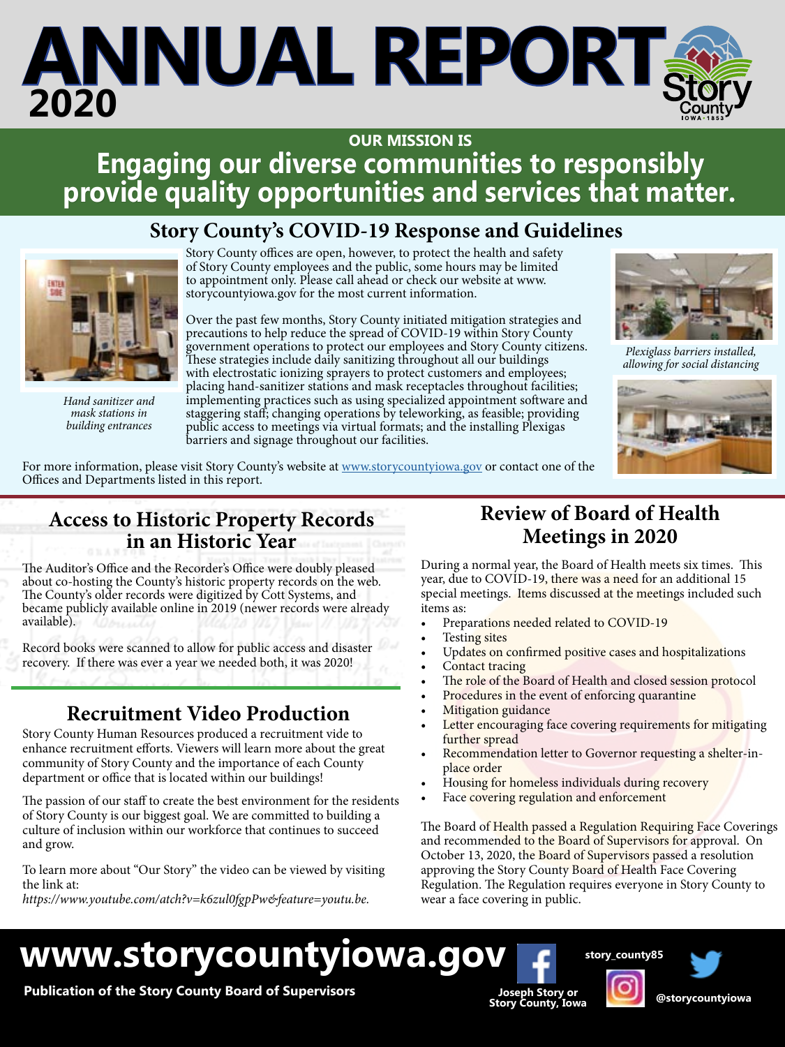# ANNUAL REPORT 2020

**OUR MISSION IS**

## Engaging our diverse communities to responsibly provide quality opportunities and services that matter.

## Story County's COVID-19 Response and Guidelines

Story County offices are open, however, to protect the health and safety of Story County employees and the public, some hours may be limited to appointment only. Please call ahead or check our website at www.storycountyiowa.gov for the most current information.

Over the past few months, Story County initiated mitigation strategies and precautions to help reduce the spread of COVID-19 within Story County government operations to protect our employees and Story County citizens. These strategies include daily sanitizing throughout all our buildings with electrostatic ionizing sprayers to protect customers and employees; placing hand-sanitizer stations and mask receptacles throughout facilities; implementing practices such as using specialized appointment software and staggering staff; changing operations by teleworking, as feasible; providing public access to meetings via virtual formats; and the installing Plexigas barriers and signage throughout our facilities.

*Hand sanitizer and mask stations in building entrances*

*Plexiglass barriers installed, allowing for social distancing*

For more information, please visit Story County's website at www.storycountyiowa.gov or contact one of the Offices and Departments listed in this report.

## Access to Historic Property Records in an Historic Year

The Auditor's Office and the Recorder's Office were doubly pleased about co-hosting the County's historic property records on the web. The County's older records were digitized by Cott Systems, and became publicly available online in 2019 (newer records were already available).

Record books were scanned to allow for public access and disaster recovery. If there was ever a year we needed both, it was 2020!

## Recruitment Video Production

Story County Human Resources produced a recruitment vide to enhance recruitment efforts. Viewers will learn more about the great community of Story County and the importance of each County department or office that is located within our buildings!

The passion of our staff to create the best environment for the residents of Story County is our biggest goal. We are committed to building a culture of inclusion within our workforce that continues to succeed and grow.

To learn more about "Our Story" the video can be viewed by visiting the link at:
*https://www.youtube.com/atch?v=k6zul0fgpPw&feature=youtu.be.*

## Review of Board of Health Meetings in 2020

During a normal year, the Board of Health meets six times. This year, due to COVID-19, there was a need for an additional 15 special meetings. Items discussed at the meetings included such items as:

- Preparations needed related to COVID-19
- Testing sites
- Updates on confirmed positive cases and hospitalizations
- Contact tracing
- The role of the Board of Health and closed session protocol
- Procedures in the event of enforcing quarantine
- Mitigation guidance
- Letter encouraging face covering requirements for mitigating further spread
- Recommendation letter to Governor requesting a shelter-in-place order
- Housing for homeless individuals during recovery
- Face covering regulation and enforcement

The Board of Health passed a Regulation Requiring Face Coverings and recommended to the Board of Supervisors for approval. On October 13, 2020, the Board of Supervisors passed a resolution approving the Story County Board of Health Face Covering Regulation. The Regulation requires everyone in Story County to wear a face covering in public.

**www.storycountyiowa.gov**

**Publication of the Story County Board of Supervisors**

Joseph Story or Story County, Iowa

story_county85

@storycountyiowa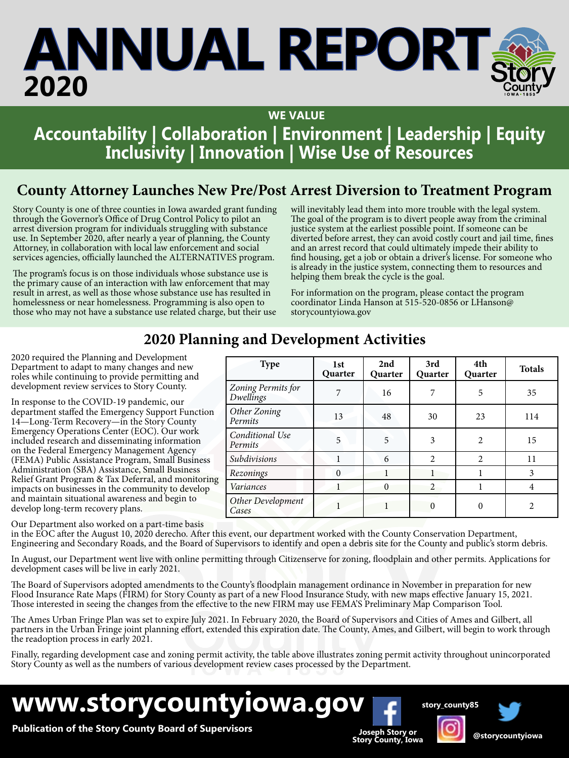# ANNUAL REPORT 2020

**WE VALUE**

## Accountability | Collaboration | Environment | Leadership | Equity Inclusivity | Innovation | Wise Use of Resources

## County Attorney Launches New Pre/Post Arrest Diversion to Treatment Program

Story County is one of three counties in Iowa awarded grant funding through the Governor's Office of Drug Control Policy to pilot an arrest diversion program for individuals struggling with substance use. In September 2020, after nearly a year of planning, the County Attorney, in collaboration with local law enforcement and social services agencies, officially launched the ALTERNATIVES program.

The program's focus is on those individuals whose substance use is the primary cause of an interaction with law enforcement that may result in arrest, as well as those whose substance use has resulted in homelessness or near homelessness. Programming is also open to those who may not have a substance use related charge, but their use will inevitably lead them into more trouble with the legal system. The goal of the program is to divert people away from the criminal justice system at the earliest possible point. If someone can be diverted before arrest, they can avoid costly court and jail time, fines and an arrest record that could ultimately impede their ability to find housing, get a job or obtain a driver's license. For someone who is already in the justice system, connecting them to resources and helping them break the cycle is the goal.

For information on the program, please contact the program coordinator Linda Hanson at 515-520-0856 or LHanson@storycountyiowa.gov

## 2020 Planning and Development Activities

2020 required the Planning and Development Department to adapt to many changes and new roles while continuing to provide permitting and development review services to Story County.

In response to the COVID-19 pandemic, our department staffed the Emergency Support Function 14—Long-Term Recovery—in the Story County Emergency Operations Center (EOC). Our work included research and disseminating information on the Federal Emergency Management Agency (FEMA) Public Assistance Program, Small Business Administration (SBA) Assistance, Small Business Relief Grant Program & Tax Deferral, and monitoring impacts on businesses in the community to develop and maintain situational awareness and begin to develop long-term recovery plans.

| Type | 1st Quarter | 2nd Quarter | 3rd Quarter | 4th Quarter | Totals |
|---|---|---|---|---|---|
| *Zoning Permits for Dwellings* | 7 | 16 | 7 | 5 | 35 |
| *Other Zoning Permits* | 13 | 48 | 30 | 23 | 114 |
| *Conditional Use Permits* | 5 | 5 | 3 | 2 | 15 |
| *Subdivisions* | 1 | 6 | 2 | 2 | 11 |
| *Rezonings* | 0 | 1 | 1 | 1 | 3 |
| *Variances* | 1 | 0 | 2 | 1 | 4 |
| *Other Development Cases* | 1 | 1 | 0 | 0 | 2 |

Our Department also worked on a part-time basis in the EOC after the August 10, 2020 derecho. After this event, our department worked with the County Conservation Department, Engineering and Secondary Roads, and the Board of Supervisors to identify and open a debris site for the County and public's storm debris.

In August, our Department went live with online permitting through Citizenserve for zoning, floodplain and other permits. Applications for development cases will be live in early 2021.

The Board of Supervisors adopted amendments to the County's floodplain management ordinance in November in preparation for new Flood Insurance Rate Maps (FIRM) for Story County as part of a new Flood Insurance Study, with new maps effective January 15, 2021. Those interested in seeing the changes from the effective to the new FIRM may use FEMA'S Preliminary Map Comparison Tool.

The Ames Urban Fringe Plan was set to expire July 2021. In February 2020, the Board of Supervisors and Cities of Ames and Gilbert, all partners in the Urban Fringe joint planning effort, extended this expiration date. The County, Ames, and Gilbert, will begin to work through the readoption process in early 2021.

Finally, regarding development case and zoning permit activity, the table above illustrates zoning permit activity throughout unincorporated Story County as well as the numbers of various development review cases processed by the Department.

**www.storycountyiowa.gov**

**Publication of the Story County Board of Supervisors**

Joseph Story or Story County, Iowa | story_county85 | @storycountyiowa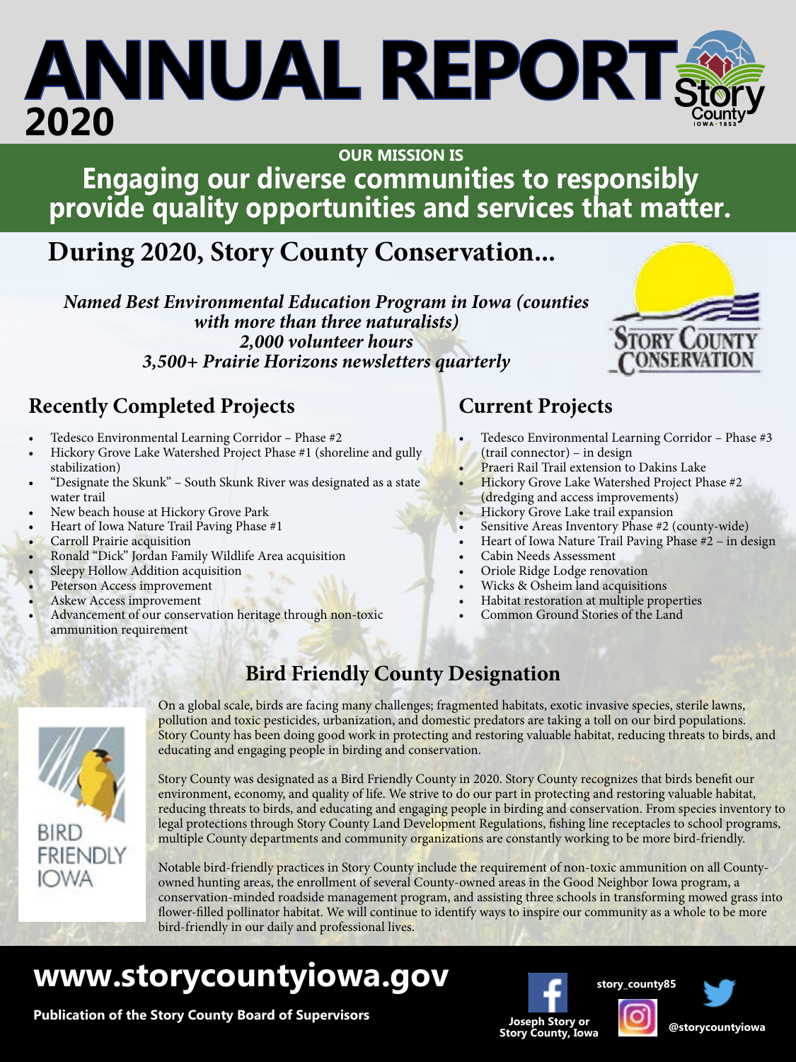# ANNUAL REPORT 2020

**OUR MISSION IS**

**Engaging our diverse communities to responsibly provide quality opportunities and services that matter.**

## During 2020, Story County Conservation...

***Named Best Environmental Education Program in Iowa (counties with more than three naturalists)***
***2,000 volunteer hours***
***3,500+ Prairie Horizons newsletters quarterly***

### Recently Completed Projects

- Tedesco Environmental Learning Corridor – Phase #2
- Hickory Grove Lake Watershed Project Phase #1 (shoreline and gully stabilization)
- "Designate the Skunk" – South Skunk River was designated as a state water trail
- New beach house at Hickory Grove Park
- Heart of Iowa Nature Trail Paving Phase #1
- Carroll Prairie acquisition
- Ronald "Dick" Jordan Family Wildlife Area acquisition
- Sleepy Hollow Addition acquisition
- Peterson Access improvement
- Askew Access improvement
- Advancement of our conservation heritage through non-toxic ammunition requirement

### Current Projects

- Tedesco Environmental Learning Corridor – Phase #3 (trail connector) – in design
- Praeri Rail Trail extension to Dakins Lake
- Hickory Grove Lake Watershed Project Phase #2 (dredging and access improvements)
- Hickory Grove Lake trail expansion
- Sensitive Areas Inventory Phase #2 (county-wide)
- Heart of Iowa Nature Trail Paving Phase #2 – in design
- Cabin Needs Assessment
- Oriole Ridge Lodge renovation
- Wicks & Osheim land acquisitions
- Habitat restoration at multiple properties
- Common Ground Stories of the Land

### Bird Friendly County Designation

On a global scale, birds are facing many challenges; fragmented habitats, exotic invasive species, sterile lawns, pollution and toxic pesticides, urbanization, and domestic predators are taking a toll on our bird populations. Story County has been doing good work in protecting and restoring valuable habitat, reducing threats to birds, and educating and engaging people in birding and conservation.

Story County was designated as a Bird Friendly County in 2020. Story County recognizes that birds benefit our environment, economy, and quality of life. We strive to do our part in protecting and restoring valuable habitat, reducing threats to birds, and educating and engaging people in birding and conservation. From species inventory to legal protections through Story County Land Development Regulations, fishing line receptacles to school programs, multiple County departments and community organizations are constantly working to be more bird-friendly.

Notable bird-friendly practices in Story County include the requirement of non-toxic ammunition on all County-owned hunting areas, the enrollment of several County-owned areas in the Good Neighbor Iowa program, a conservation-minded roadside management program, and assisting three schools in transforming mowed grass into flower-filled pollinator habitat. We will continue to identify ways to inspire our community as a whole to be more bird-friendly in our daily and professional lives.

**www.storycountyiowa.gov**

**Publication of the Story County Board of Supervisors**

**Joseph Story or Story County, Iowa** | **story_county85** | **@storycountyiowa**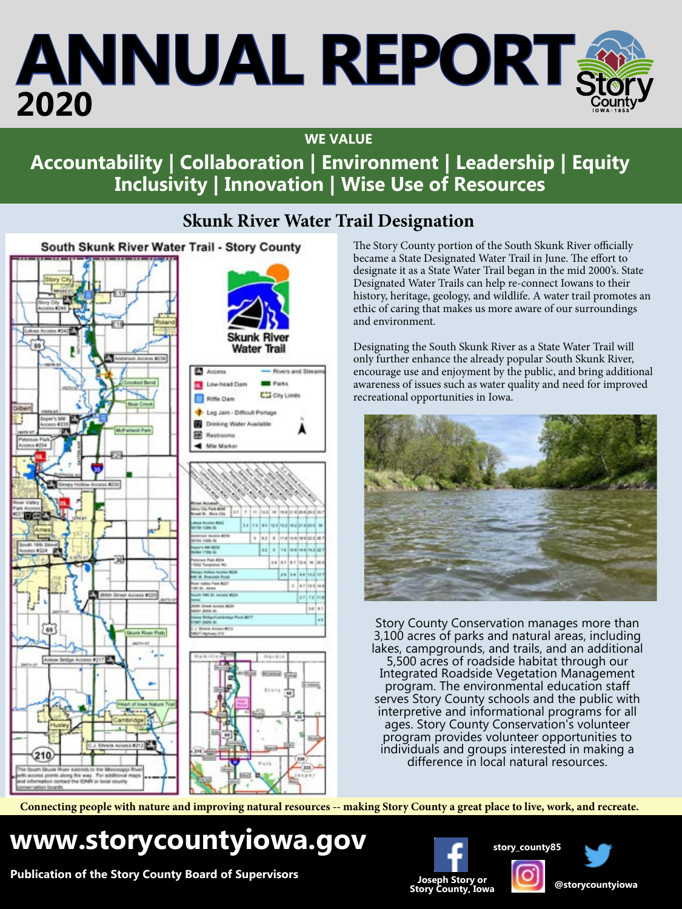# ANNUAL REPORT 2020

**WE VALUE**

**Accountability | Collaboration | Environment | Leadership | Equity Inclusivity | Innovation | Wise Use of Resources**

## Skunk River Water Trail Designation

The Story County portion of the South Skunk River officially became a State Designated Water Trail in June. The effort to designate it as a State Water Trail began in the mid 2000's. State Designated Water Trails can help re-connect Iowans to their history, heritage, geology, and wildlife. A water trail promotes an ethic of caring that makes us more aware of our surroundings and environment.

Designating the South Skunk River as a State Water Trail will only further enhance the already popular South Skunk River, encourage use and enjoyment by the public, and bring additional awareness of issues such as water quality and need for improved recreational opportunities in Iowa.

Story County Conservation manages more than 3,100 acres of parks and natural areas, including lakes, campgrounds, and trails, and an additional 5,500 acres of roadside habitat through our Integrated Roadside Vegetation Management program. The environmental education staff serves Story County schools and the public with interpretive and informational programs for all ages. Story County Conservation's volunteer program provides volunteer opportunities to individuals and groups interested in making a difference in local natural resources.

**Connecting people with nature and improving natural resources -- making Story County a great place to live, work, and recreate.**

**www.storycountyiowa.gov**

**Publication of the Story County Board of Supervisors**

Joseph Story or Story County, Iowa | story_county85 | @storycountyiowa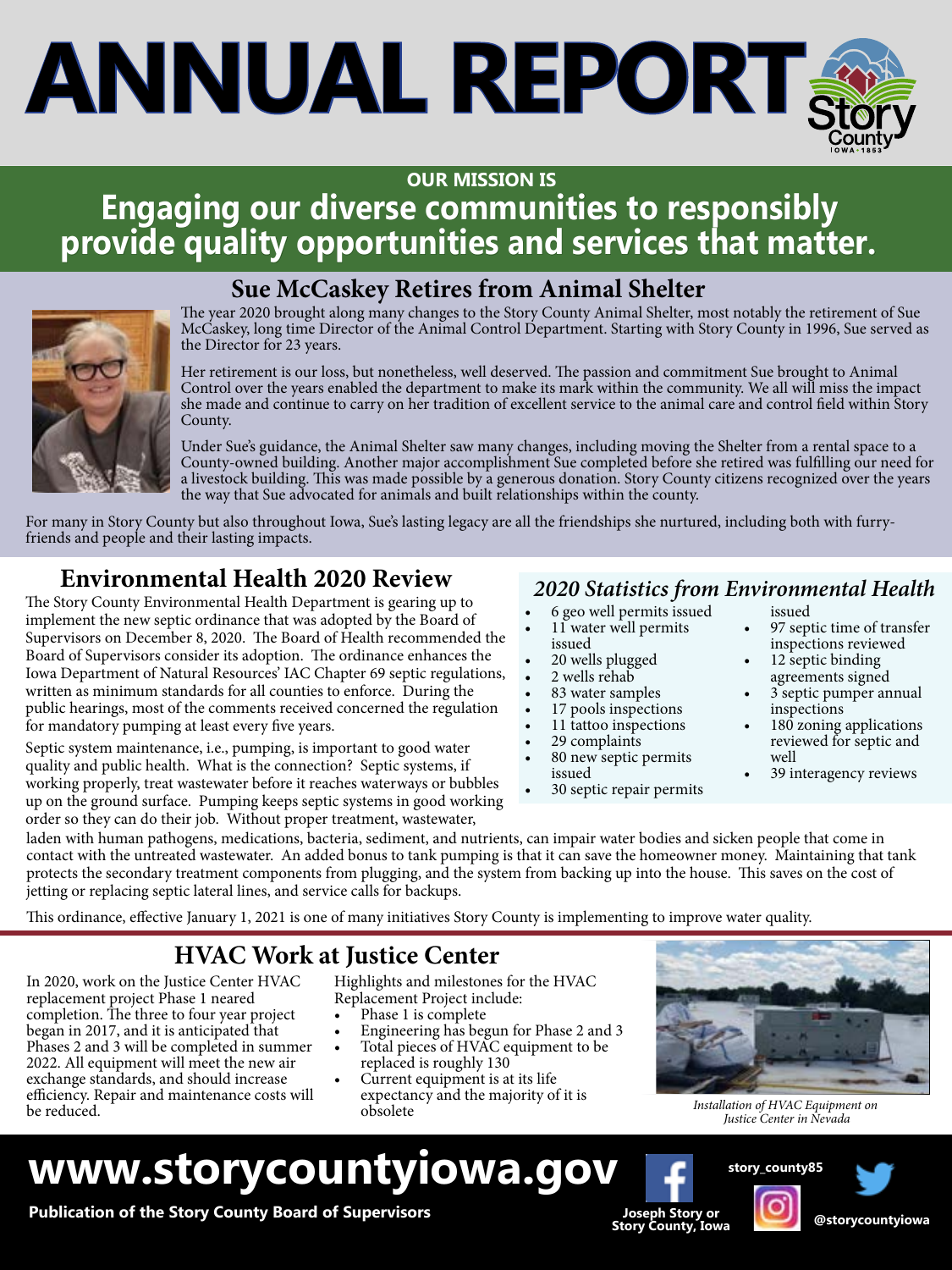# ANNUAL REPORT

Story County
IOWA • 1853

**OUR MISSION IS**

## Engaging our diverse communities to responsibly provide quality opportunities and services that matter.

## Sue McCaskey Retires from Animal Shelter

The year 2020 brought along many changes to the Story County Animal Shelter, most notably the retirement of Sue McCaskey, long time Director of the Animal Control Department. Starting with Story County in 1996, Sue served as the Director for 23 years.

Her retirement is our loss, but nonetheless, well deserved. The passion and commitment Sue brought to Animal Control over the years enabled the department to make its mark within the community. We all will miss the impact she made and continue to carry on her tradition of excellent service to the animal care and control field within Story County.

Under Sue's guidance, the Animal Shelter saw many changes, including moving the Shelter from a rental space to a County-owned building. Another major accomplishment Sue completed before she retired was fulfilling our need for a livestock building. This was made possible by a generous donation. Story County citizens recognized over the years the way that Sue advocated for animals and built relationships within the county.

For many in Story County but also throughout Iowa, Sue's lasting legacy are all the friendships she nurtured, including both with furry-friends and people and their lasting impacts.

## Environmental Health 2020 Review

The Story County Environmental Health Department is gearing up to implement the new septic ordinance that was adopted by the Board of Supervisors on December 8, 2020. The Board of Health recommended the Board of Supervisors consider its adoption. The ordinance enhances the Iowa Department of Natural Resources' IAC Chapter 69 septic regulations, written as minimum standards for all counties to enforce. During the public hearings, most of the comments received concerned the regulation for mandatory pumping at least every five years.

Septic system maintenance, i.e., pumping, is important to good water quality and public health. What is the connection? Septic systems, if working properly, treat wastewater before it reaches waterways or bubbles up on the ground surface. Pumping keeps septic systems in good working order so they can do their job. Without proper treatment, wastewater, laden with human pathogens, medications, bacteria, sediment, and nutrients, can impair water bodies and sicken people that come in contact with the untreated wastewater. An added bonus to tank pumping is that it can save the homeowner money. Maintaining that tank protects the secondary treatment components from plugging, and the system from backing up into the house. This saves on the cost of jetting or replacing septic lateral lines, and service calls for backups.

This ordinance, effective January 1, 2021 is one of many initiatives Story County is implementing to improve water quality.

### *2020 Statistics from Environmental Health*

- 6 geo well permits issued
- 11 water well permits issued
- 20 wells plugged
- 2 wells rehab
- 83 water samples
- 17 pools inspections
- 11 tattoo inspections
- 29 complaints
- 80 new septic permits issued
- 30 septic repair permits issued
- 97 septic time of transfer inspections reviewed
- 12 septic binding agreements signed
- 3 septic pumper annual inspections
- 180 zoning applications reviewed for septic and well
- 39 interagency reviews

## HVAC Work at Justice Center

In 2020, work on the Justice Center HVAC replacement project Phase 1 neared completion. The three to four year project began in 2017, and it is anticipated that Phases 2 and 3 will be completed in summer 2022. All equipment will meet the new air exchange standards, and should increase efficiency. Repair and maintenance costs will be reduced.

Highlights and milestones for the HVAC Replacement Project include:

- Phase 1 is complete
- Engineering has begun for Phase 2 and 3
- Total pieces of HVAC equipment to be replaced is roughly 130
- Current equipment is at its life expectancy and the majority of it is obsolete

*Installation of HVAC Equipment on Justice Center in Nevada*

**www.storycountyiowa.gov**

**Publication of the Story County Board of Supervisors**

Joseph Story or Story County, Iowa

story_county85

@storycountyiowa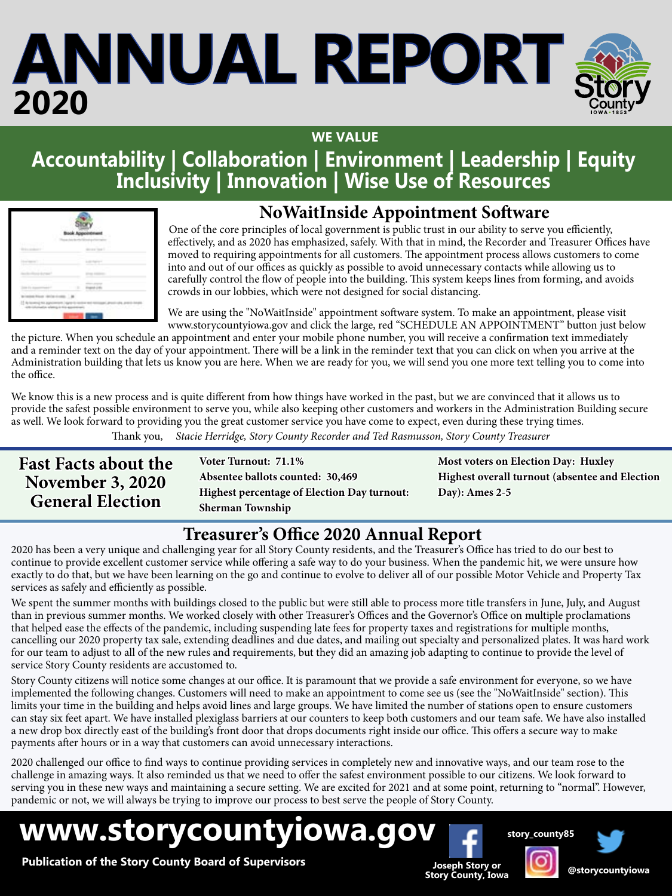# ANNUAL REPORT 2020

**WE VALUE**

**Accountability | Collaboration | Environment | Leadership | Equity Inclusivity | Innovation | Wise Use of Resources**

## NoWaitInside Appointment Software

One of the core principles of local government is public trust in our ability to serve you efficiently, effectively, and as 2020 has emphasized, safely. With that in mind, the Recorder and Treasurer Offices have moved to requiring appointments for all customers. The appointment process allows customers to come into and out of our offices as quickly as possible to avoid unnecessary contacts while allowing us to carefully control the flow of people into the building. This system keeps lines from forming, and avoids crowds in our lobbies, which were not designed for social distancing.

We are using the "NoWaitInside" appointment software system. To make an appointment, please visit www.storycountyiowa.gov and click the large, red "SCHEDULE AN APPOINTMENT" button just below the picture. When you schedule an appointment and enter your mobile phone number, you will receive a confirmation text immediately and a reminder text on the day of your appointment. There will be a link in the reminder text that you can click on when you arrive at the Administration building that lets us know you are here. When we are ready for you, we will send you one more text telling you to come into the office.

We know this is a new process and is quite different from how things have worked in the past, but we are convinced that it allows us to provide the safest possible environment to serve you, while also keeping other customers and workers in the Administration Building secure as well. We look forward to providing you the great customer service you have come to expect, even during these trying times.

Thank you, *Stacie Herridge, Story County Recorder and Ted Rasmusson, Story County Treasurer*

## Fast Facts about the November 3, 2020 General Election

**Voter Turnout: 71.1%**

**Absentee ballots counted: 30,469**

**Highest percentage of Election Day turnout: Sherman Township**

**Most voters on Election Day: Huxley**

**Highest overall turnout (absentee and Election Day): Ames 2-5**

## Treasurer's Office 2020 Annual Report

2020 has been a very unique and challenging year for all Story County residents, and the Treasurer's Office has tried to do our best to continue to provide excellent customer service while offering a safe way to do your business. When the pandemic hit, we were unsure how exactly to do that, but we have been learning on the go and continue to evolve to deliver all of our possible Motor Vehicle and Property Tax services as safely and efficiently as possible.

We spent the summer months with buildings closed to the public but were still able to process more title transfers in June, July, and August than in previous summer months. We worked closely with other Treasurer's Offices and the Governor's Office on multiple proclamations that helped ease the effects of the pandemic, including suspending late fees for property taxes and registrations for multiple months, cancelling our 2020 property tax sale, extending deadlines and due dates, and mailing out specialty and personalized plates. It was hard work for our team to adjust to all of the new rules and requirements, but they did an amazing job adapting to continue to provide the level of service Story County residents are accustomed to.

Story County citizens will notice some changes at our office. It is paramount that we provide a safe environment for everyone, so we have implemented the following changes. Customers will need to make an appointment to come see us (see the "NoWaitInside" section). This limits your time in the building and helps avoid lines and large groups. We have limited the number of stations open to ensure customers can stay six feet apart. We have installed plexiglass barriers at our counters to keep both customers and our team safe. We have also installed a new drop box directly east of the building's front door that drops documents right inside our office. This offers a secure way to make payments after hours or in a way that customers can avoid unnecessary interactions.

2020 challenged our office to find ways to continue providing services in completely new and innovative ways, and our team rose to the challenge in amazing ways. It also reminded us that we need to offer the safest environment possible to our citizens. We look forward to serving you in these new ways and maintaining a secure setting. We are excited for 2021 and at some point, returning to "normal". However, pandemic or not, we will always be trying to improve our process to best serve the people of Story County.

**www.storycountyiowa.gov**

**Publication of the Story County Board of Supervisors**

Joseph Story or Story County, Iowa | story_county85 | @storycountyiowa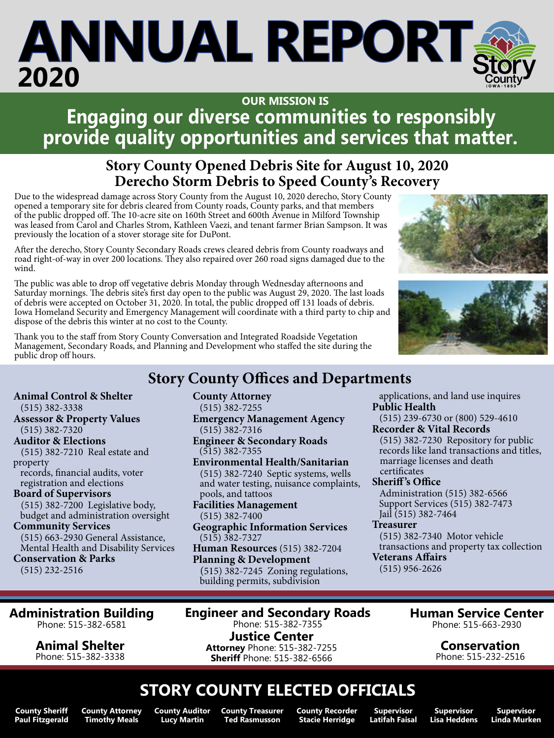# ANNUAL REPORT 2020

**OUR MISSION IS**

## Engaging our diverse communities to responsibly provide quality opportunities and services that matter.

## Story County Opened Debris Site for August 10, 2020 Derecho Storm Debris to Speed County's Recovery

Due to the widespread damage across Story County from the August 10, 2020 derecho, Story County opened a temporary site for debris cleared from County roads, County parks, and that members of the public dropped off. The 10-acre site on 160th Street and 600th Avenue in Milford Township was leased from Carol and Charles Strom, Kathleen Vaezi, and tenant farmer Brian Sampson. It was previously the location of a stover storage site for DuPont.

After the derecho, Story County Secondary Roads crews cleared debris from County roadways and road right-of-way in over 200 locations. They also repaired over 260 road signs damaged due to the wind.

The public was able to drop off vegetative debris Monday through Wednesday afternoons and Saturday mornings. The debris site's first day open to the public was August 29, 2020. The last loads of debris were accepted on October 31, 2020. In total, the public dropped off 131 loads of debris. Iowa Homeland Security and Emergency Management will coordinate with a third party to chip and dispose of the debris this winter at no cost to the County.

Thank you to the staff from Story County Conversation and Integrated Roadside Vegetation Management, Secondary Roads, and Planning and Development who staffed the site during the public drop off hours.

## Story County Offices and Departments

**Animal Control & Shelter**
(515) 382-3338

**Assessor & Property Values**
(515) 382-7320

**Auditor & Elections**
(515) 382-7210 Real estate and property records, financial audits, voter registration and elections

**Board of Supervisors**
(515) 382-7200 Legislative body, budget and administration oversight

**Community Services**
(515) 663-2930 General Assistance, Mental Health and Disability Services

**Conservation & Parks**
(515) 232-2516

**County Attorney**
(515) 382-7255

**Emergency Management Agency**
(515) 382-7316

**Engineer & Secondary Roads**
(515) 382-7355

**Environmental Health/Sanitarian**
(515) 382-7240 Septic systems, wells and water testing, nuisance complaints, pools, and tattoos

**Facilities Management**
(515) 382-7400

**Geographic Information Services**
(515) 382-7327

**Human Resources** (515) 382-7204

**Planning & Development**
(515) 382-7245 Zoning regulations, building permits, subdivision applications, and land use inquires

**Public Health**
(515) 239-6730 or (800) 529-4610

**Recorder & Vital Records**
(515) 382-7230 Repository for public records like land transactions and titles, marriage licenses and death certificates

**Sheriff's Office**
Administration (515) 382-6566
Support Services (515) 382-7473
Jail (515) 382-7464

**Treasurer**
(515) 382-7340 Motor vehicle transactions and property tax collection

**Veterans Affairs**
(515) 956-2626

**Administration Building**
Phone: 515-382-6581

**Animal Shelter**
Phone: 515-382-3338

**Engineer and Secondary Roads**
Phone: 515-382-7355

**Justice Center**
**Attorney** Phone: 515-382-7255
**Sheriff** Phone: 515-382-6566

**Human Service Center**
Phone: 515-663-2930

**Conservation**
Phone: 515-232-2516

## STORY COUNTY ELECTED OFFICIALS

**County Sheriff** Paul Fitzgerald
**County Attorney** Timothy Meals
**County Auditor** Lucy Martin
**County Treasurer** Ted Rasmusson
**County Recorder** Stacie Herridge
**Supervisor** Latifah Faisal
**Supervisor** Lisa Heddens
**Supervisor** Linda Murken